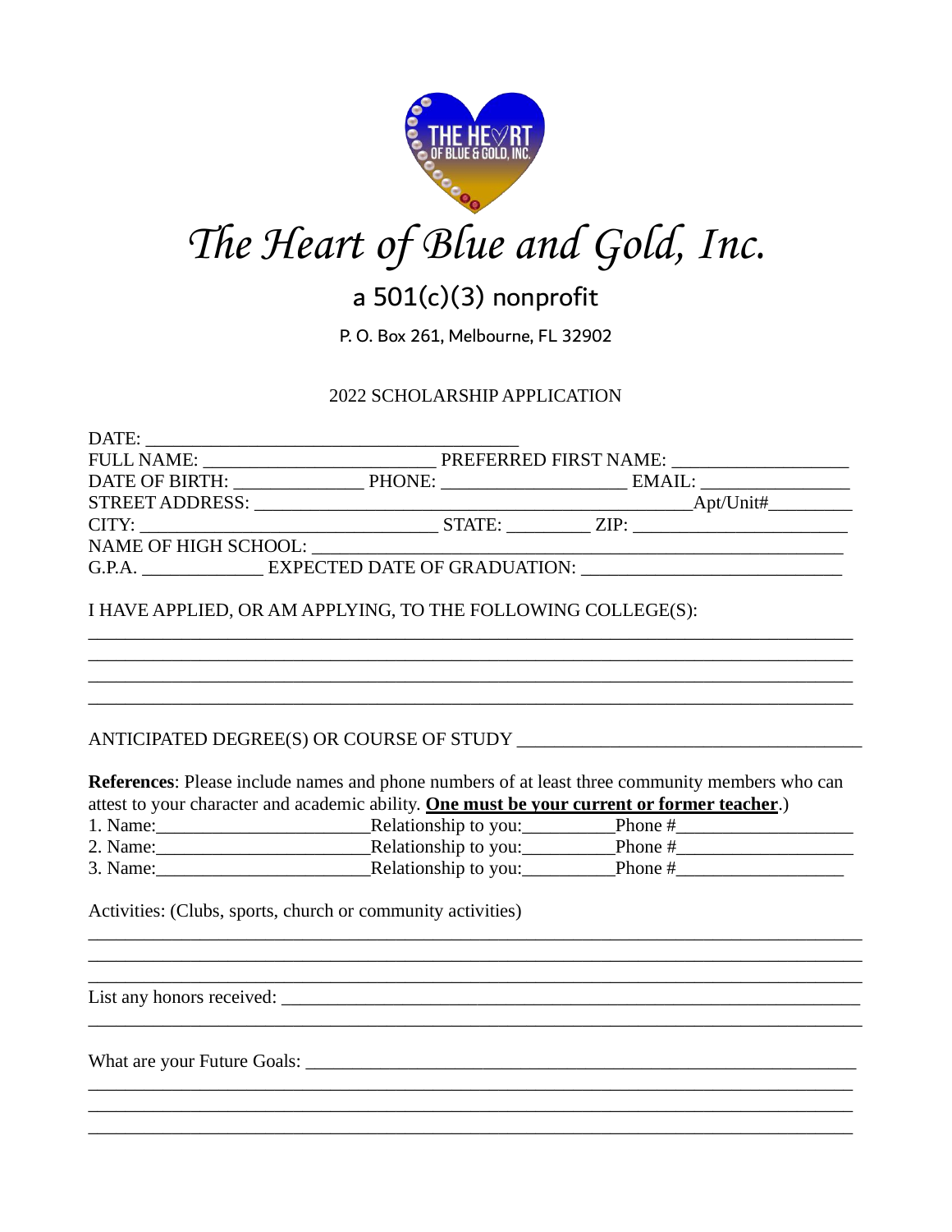# The Heart of Blue and Gold, Inc.

## a 501(c)(3) nonprofit

P. O. Box 261, Melbourne, FL 32902

2022 SCHOLARSHIP APPLICATION

DATE: ________________________________________

FULL NAME: _________________________ PREFERRED FIRST NAME: ___________________

DATE OF BIRTH: ______________ PHONE: ____________________ EMAIL: ________________

STREET ADDRESS: _______________________________________________Apt/Unit#_________

CITY: ________________________________ STATE: _________ ZIP: _______________________

NAME OF HIGH SCHOOL: ______________________________________________________

G.P.A. _____________ EXPECTED DATE OF GRADUATION: ____________________________

I HAVE APPLIED, OR AM APPLYING, TO THE FOLLOWING COLLEGE(S):

_______________________________________________________________________________

_______________________________________________________________________________

_______________________________________________________________________________

_______________________________________________________________________________

ANTICIPATED DEGREE(S) OR COURSE OF STUDY ___________________________________

**References**: Please include names and phone numbers of at least three community members who can attest to your character and academic ability. **One must be your current or former teacher**.)

1. Name:______________________Relationship to you:__________Phone #___________________
2. Name:______________________Relationship to you:__________Phone #___________________
3. Name:______________________Relationship to you:__________Phone #__________________

Activities: (Clubs, sports, church or community activities)

_______________________________________________________________________________

_______________________________________________________________________________

_______________________________________________________________________________

List any honors received: _______________________________________________________

_______________________________________________________________________________

What are your Future Goals: _____________________________________________________

_______________________________________________________________________________

_______________________________________________________________________________

_______________________________________________________________________________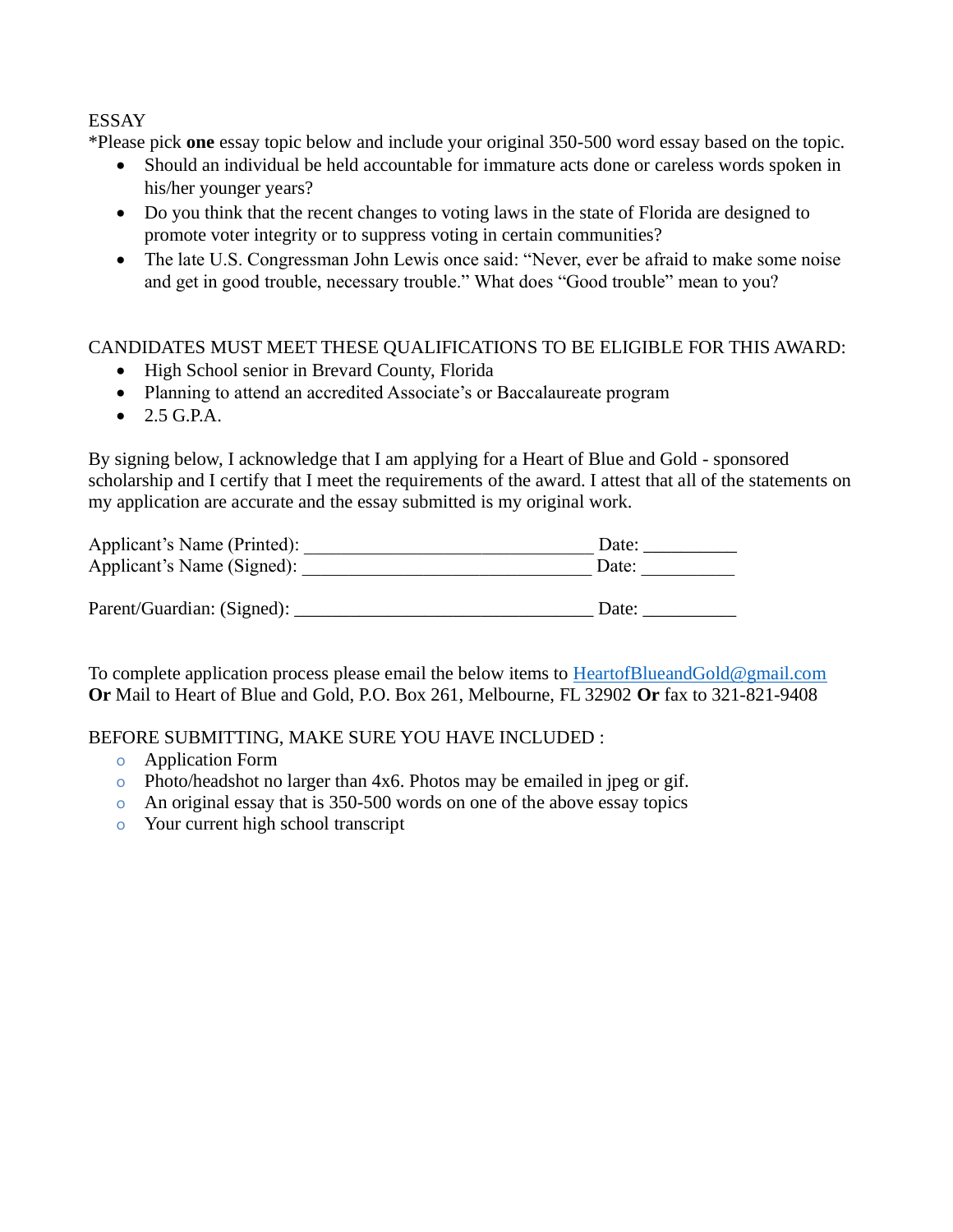ESSAY

*Please pick **one** essay topic below and include your original 350-500 word essay based on the topic.

- Should an individual be held accountable for immature acts done or careless words spoken in his/her younger years?
- Do you think that the recent changes to voting laws in the state of Florida are designed to promote voter integrity or to suppress voting in certain communities?
- The late U.S. Congressman John Lewis once said: “Never, ever be afraid to make some noise and get in good trouble, necessary trouble.” What does “Good trouble” mean to you?

CANDIDATES MUST MEET THESE QUALIFICATIONS TO BE ELIGIBLE FOR THIS AWARD:

- High School senior in Brevard County, Florida
- Planning to attend an accredited Associate’s or Baccalaureate program
- 2.5 G.P.A.

By signing below, I acknowledge that I am applying for a Heart of Blue and Gold - sponsored scholarship and I certify that I meet the requirements of the award. I attest that all of the statements on my application are accurate and the essay submitted is my original work.

Applicant’s Name (Printed): ______________________________ Date: __________
Applicant’s Name (Signed): ______________________________ Date: __________

Parent/Guardian: (Signed): ________________________________ Date: __________

To complete application process please email the below items to HeartofBlueandGold@gmail.com **Or** Mail to Heart of Blue and Gold, P.O. Box 261, Melbourne, FL 32902 **Or** fax to 321-821-9408

BEFORE SUBMITTING, MAKE SURE YOU HAVE INCLUDED :

- Application Form
- Photo/headshot no larger than 4x6. Photos may be emailed in jpeg or gif.
- An original essay that is 350-500 words on one of the above essay topics
- Your current high school transcript